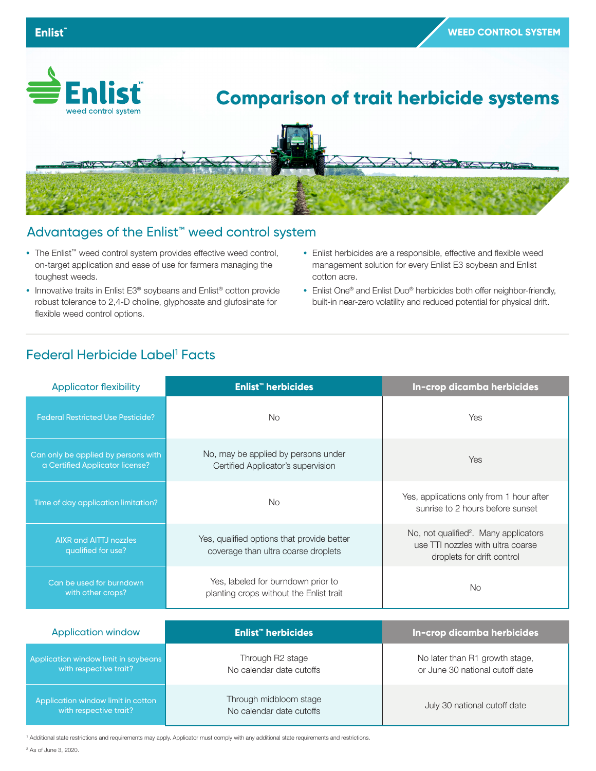# Comparison of trait herbicide systems

## Advantages of the Enlist™ weed control system

- The Enlist™ weed control system provides effective weed control, on-target application and ease of use for farmers managing the toughest weeds.
- Innovative traits in Enlist E3® soybeans and Enlist® cotton provide robust tolerance to 2,4-D choline, glyphosate and glufosinate for flexible weed control options.
- Enlist herbicides are a responsible, effective and flexible weed management solution for every Enlist E3 soybean and Enlist cotton acre.
- Enlist One® and Enlist Duo® herbicides both offer neighbor-friendly, built-in near-zero volatility and reduced potential for physical drift.

## Federal Herbicide Label[1] Facts

| Applicator flexibility | Enlist™ herbicides | In-crop dicamba herbicides |
|---|---|---|
| Federal Restricted Use Pesticide? | No | Yes |
| Can only be applied by persons with a Certified Applicator license? | No, may be applied by persons under Certified Applicator's supervision | Yes |
| Time of day application limitation? | No | Yes, applications only from 1 hour after sunrise to 2 hours before sunset |
| AIXR and AITTJ nozzles qualified for use? | Yes, qualified options that provide better coverage than ultra coarse droplets | No, not qualified[2]. Many applicators use TTI nozzles with ultra coarse droplets for drift control |
| Can be used for burndown with other crops? | Yes, labeled for burndown prior to planting crops without the Enlist trait | No |

| Application window | Enlist™ herbicides | In-crop dicamba herbicides |
|---|---|---|
| Application window limit in soybeans with respective trait? | Through R2 stage<br>No calendar date cutoffs | No later than R1 growth stage, or June 30 national cutoff date |
| Application window limit in cotton with respective trait? | Through midbloom stage<br>No calendar date cutoffs | July 30 national cutoff date |

[1] Additional state restrictions and requirements may apply. Applicator must comply with any additional state requirements and restrictions.

[2] As of June 3, 2020.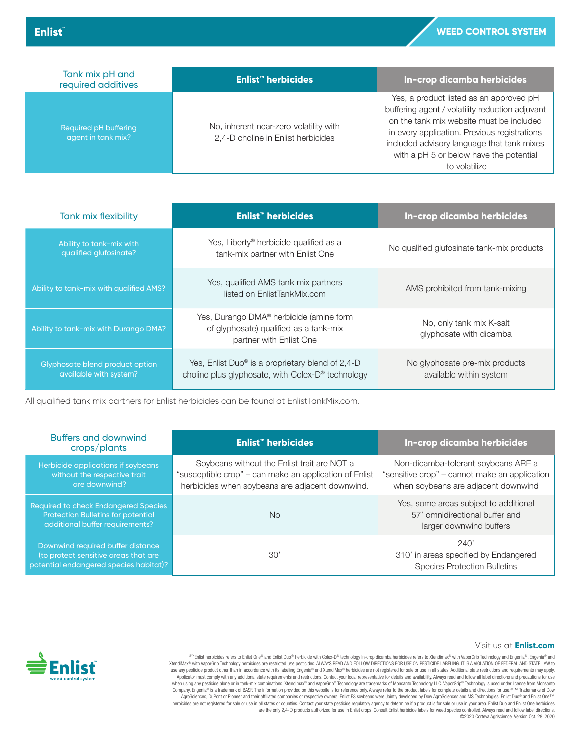| Tank mix pH and required additives | Enlist™ herbicides | In-crop dicamba herbicides |
|---|---|---|
| Required pH buffering agent in tank mix? | No, inherent near-zero volatility with 2,4-D choline in Enlist herbicides | Yes, a product listed as an approved pH buffering agent / volatility reduction adjuvant on the tank mix website must be included in every application. Previous registrations included advisory language that tank mixes with a pH 5 or below have the potential to volatilize |

| Tank mix flexibility | Enlist™ herbicides | In-crop dicamba herbicides |
|---|---|---|
| Ability to tank-mix with qualified glufosinate? | Yes, Liberty® herbicide qualified as a tank-mix partner with Enlist One | No qualified glufosinate tank-mix products |
| Ability to tank-mix with qualified AMS? | Yes, qualified AMS tank mix partners listed on EnlistTankMix.com | AMS prohibited from tank-mixing |
| Ability to tank-mix with Durango DMA? | Yes, Durango DMA® herbicide (amine form of glyphosate) qualified as a tank-mix partner with Enlist One | No, only tank mix K-salt glyphosate with dicamba |
| Glyphosate blend product option available with system? | Yes, Enlist Duo® is a proprietary blend of 2,4-D choline plus glyphosate, with Colex-D® technology | No glyphosate pre-mix products available within system |

All qualified tank mix partners for Enlist herbicides can be found at EnlistTankMix.com.

| Buffers and downwind crops/plants | Enlist™ herbicides | In-crop dicamba herbicides |
|---|---|---|
| Herbicide applications if soybeans without the respective trait are downwind? | Soybeans without the Enlist trait are NOT a "susceptible crop" – can make an application of Enlist herbicides when soybeans are adjacent downwind. | Non-dicamba-tolerant soybeans ARE a "sensitive crop" – cannot make an application when soybeans are adjacent downwind |
| Required to check Endangered Species Protection Bulletins for potential additional buffer requirements? | No | Yes, some areas subject to additional 57' omnidirectional buffer and larger downwind buffers |
| Downwind required buffer distance (to protect sensitive areas that are potential endangered species habitat)? | 30' | 240'<br>310' in areas specified by Endangered Species Protection Bulletins |

Visit us at **Enlist.com**

®™Enlist herbicides refers to Enlist One® and Enlist Duo® herbicide with Colex-D® technology In-crop dicamba herbicides refers to Xtendimax® with VaporGrip Technology and Engenia®. Engenia® and XtendiMax® with VaporGrip Technology herbicides are restricted use pesticides. ALWAYS READ AND FOLLOW DIRECTIONS FOR USE ON PESTICIDE LABELING. IT IS A VIOLATION OF FEDERAL AND STATE LAW to use any pesticide product other than in accordance with its labeling Engenia® and XtendiMax® herbicides are not registered for sale or use in all states. Additional state restrictions and requirements may apply. Applicator must comply with any additional state requirements and restrictions. Contact your local representative for details and availability. Always read and follow all label directions and precautions for use when using any pesticide alone or in tank-mix combinations. Xtendimax® and VaporGrip® Technology are trademarks of Monsanto Technology LLC. VaporGrip® Technology is used under license from Monsanto Company. Engenia® is a trademark of BASF. The information provided on this website is for reference only. Always refer to the product labels for complete details and directions for use.®™ Trademarks of Dow AgroSciences, DuPont or Pioneer and their affiliated companies or respective owners. Enlist E3 soybeans were jointly developed by Dow AgroSciences and MS Technologies. Enlist Duo® and Enlist One™ herbicides are not registered for sale or use in all states or counties. Contact your state pesticide regulatory agency to determine if a product is for sale or use in your area. Enlist Duo and Enlist One herbicides are the only 2,4-D products authorized for use in Enlist crops. Consult Enlist herbicide labels for weed species controlled. Always read and follow label directions.
©2020 Corteva Agriscience Version Oct. 28, 2020